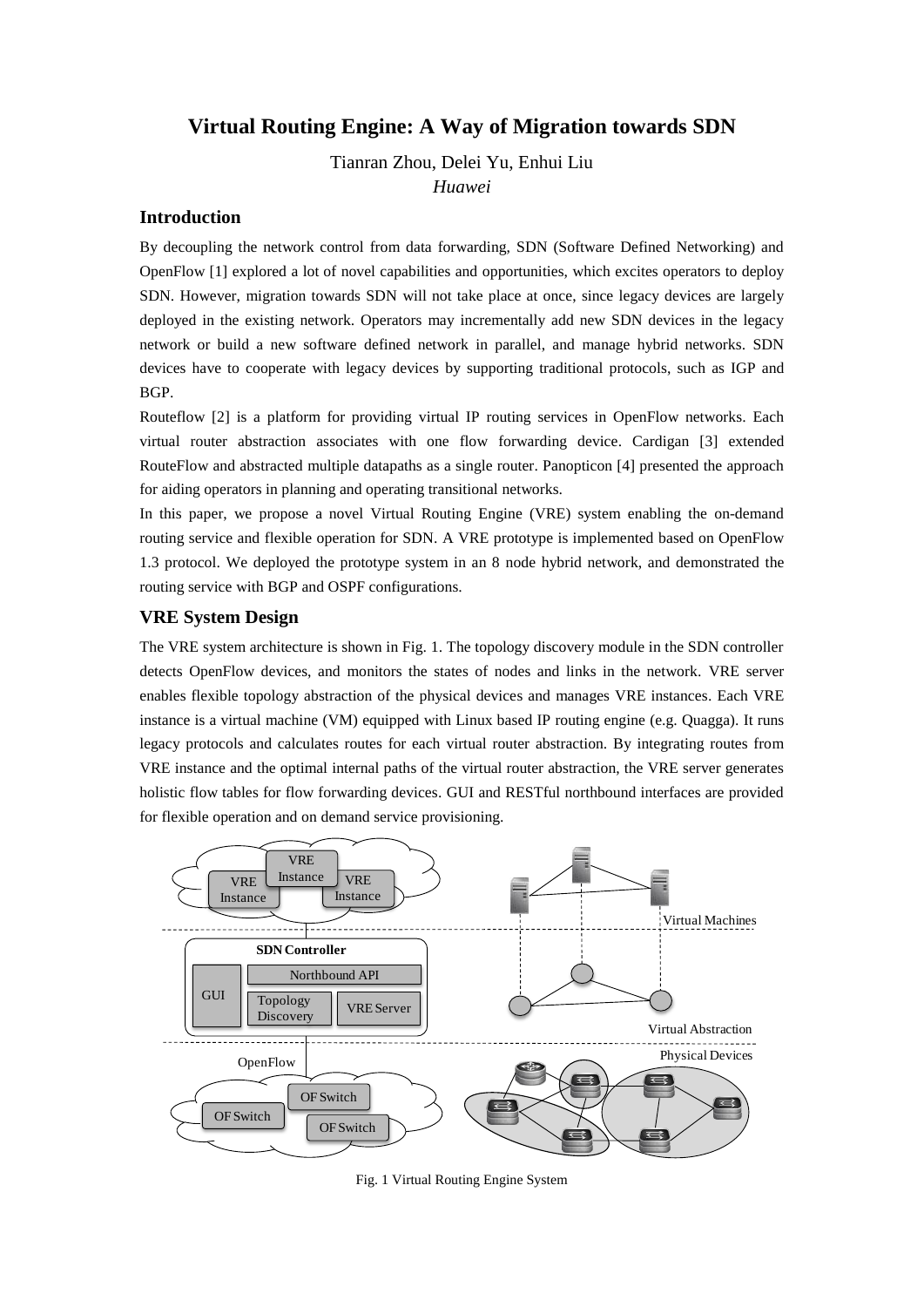# Virtual Routing Engine: A Way of Migration towards SDN

Tianran Zhou, Delei Yu, Enhui Liu

*Huawei*

## Introduction

By decoupling the network control from data forwarding, SDN (Software Defined Networking) and OpenFlow [1] explored a lot of novel capabilities and opportunities, which excites operators to deploy SDN. However, migration towards SDN will not take place at once, since legacy devices are largely deployed in the existing network. Operators may incrementally add new SDN devices in the legacy network or build a new software defined network in parallel, and manage hybrid networks. SDN devices have to cooperate with legacy devices by supporting traditional protocols, such as IGP and BGP.

Routeflow [2] is a platform for providing virtual IP routing services in OpenFlow networks. Each virtual router abstraction associates with one flow forwarding device. Cardigan [3] extended RouteFlow and abstracted multiple datapaths as a single router. Panopticon [4] presented the approach for aiding operators in planning and operating transitional networks.

In this paper, we propose a novel Virtual Routing Engine (VRE) system enabling the on-demand routing service and flexible operation for SDN. A VRE prototype is implemented based on OpenFlow 1.3 protocol. We deployed the prototype system in an 8 node hybrid network, and demonstrated the routing service with BGP and OSPF configurations.

## VRE System Design

The VRE system architecture is shown in Fig. 1. The topology discovery module in the SDN controller detects OpenFlow devices, and monitors the states of nodes and links in the network. VRE server enables flexible topology abstraction of the physical devices and manages VRE instances. Each VRE instance is a virtual machine (VM) equipped with Linux based IP routing engine (e.g. Quagga). It runs legacy protocols and calculates routes for each virtual router abstraction. By integrating routes from VRE instance and the optimal internal paths of the virtual router abstraction, the VRE server generates holistic flow tables for flow forwarding devices. GUI and RESTful northbound interfaces are provided for flexible operation and on demand service provisioning.

Fig. 1 Virtual Routing Engine System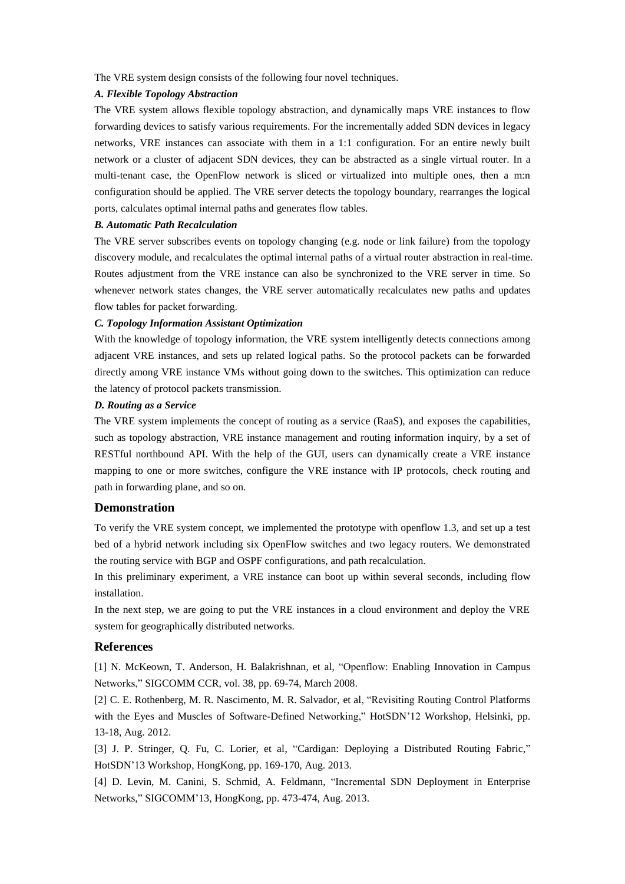The VRE system design consists of the following four novel techniques.

### *A. Flexible Topology Abstraction*

The VRE system allows flexible topology abstraction, and dynamically maps VRE instances to flow forwarding devices to satisfy various requirements. For the incrementally added SDN devices in legacy networks, VRE instances can associate with them in a 1:1 configuration. For an entire newly built network or a cluster of adjacent SDN devices, they can be abstracted as a single virtual router. In a multi-tenant case, the OpenFlow network is sliced or virtualized into multiple ones, then a m:n configuration should be applied. The VRE server detects the topology boundary, rearranges the logical ports, calculates optimal internal paths and generates flow tables.

### *B. Automatic Path Recalculation*

The VRE server subscribes events on topology changing (e.g. node or link failure) from the topology discovery module, and recalculates the optimal internal paths of a virtual router abstraction in real-time. Routes adjustment from the VRE instance can also be synchronized to the VRE server in time. So whenever network states changes, the VRE server automatically recalculates new paths and updates flow tables for packet forwarding.

### *C. Topology Information Assistant Optimization*

With the knowledge of topology information, the VRE system intelligently detects connections among adjacent VRE instances, and sets up related logical paths. So the protocol packets can be forwarded directly among VRE instance VMs without going down to the switches. This optimization can reduce the latency of protocol packets transmission.

### *D. Routing as a Service*

The VRE system implements the concept of routing as a service (RaaS), and exposes the capabilities, such as topology abstraction, VRE instance management and routing information inquiry, by a set of RESTful northbound API. With the help of the GUI, users can dynamically create a VRE instance mapping to one or more switches, configure the VRE instance with IP protocols, check routing and path in forwarding plane, and so on.

## Demonstration

To verify the VRE system concept, we implemented the prototype with openflow 1.3, and set up a test bed of a hybrid network including six OpenFlow switches and two legacy routers. We demonstrated the routing service with BGP and OSPF configurations, and path recalculation.

In this preliminary experiment, a VRE instance can boot up within several seconds, including flow installation.

In the next step, we are going to put the VRE instances in a cloud environment and deploy the VRE system for geographically distributed networks.

## References

[1] N. McKeown, T. Anderson, H. Balakrishnan, et al, "Openflow: Enabling Innovation in Campus Networks," SIGCOMM CCR, vol. 38, pp. 69-74, March 2008.

[2] C. E. Rothenberg, M. R. Nascimento, M. R. Salvador, et al, "Revisiting Routing Control Platforms with the Eyes and Muscles of Software-Defined Networking," HotSDN'12 Workshop, Helsinki, pp. 13-18, Aug. 2012.

[3] J. P. Stringer, Q. Fu, C. Lorier, et al, "Cardigan: Deploying a Distributed Routing Fabric," HotSDN'13 Workshop, HongKong, pp. 169-170, Aug. 2013.

[4] D. Levin, M. Canini, S. Schmid, A. Feldmann, "Incremental SDN Deployment in Enterprise Networks," SIGCOMM'13, HongKong, pp. 473-474, Aug. 2013.